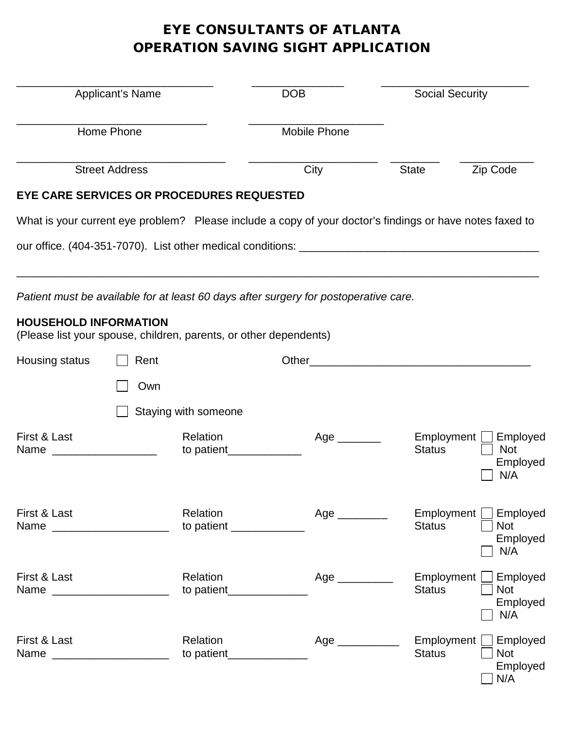# EYE CONSULTANTS OF ATLANTA
# OPERATION SAVING SIGHT APPLICATION

| ______________________________ | ______________ | ______________________ |
|---|---|---|
| Applicant's Name | DOB | Social Security |

| ______________________________ | ______________________ |
|---|---|
| Home Phone | Mobile Phone |

| ______________________________ | ______________________ | ________ | ____________ |
|---|---|---|---|
| Street Address | City | State | Zip Code |

**EYE CARE SERVICES OR PROCEDURES REQUESTED**

What is your current eye problem? Please include a copy of your doctor's findings or have notes faxed to our office. (404-351-7070). List other medical conditions: ________________________________________

________________________________________________________________________________

*Patient must be available for at least 60 days after surgery for postoperative care.*

**HOUSEHOLD INFORMATION**
(Please list your spouse, children, parents, or other dependents)

Housing status
- ☐ Rent
- ☐ Own
- ☐ Staying with someone

Other____________________________________

| First & Last Name | Relation to patient | Age | Employment Status |
|---|---|---|---|
| _________________ | ____________ | _______ | ☐ Employed ☐ Not Employed ☐ N/A |
| ___________________ | ____________ | ________ | ☐ Employed ☐ Not Employed ☐ N/A |
| ___________________ | _____________ | _________ | ☐ Employed ☐ Not Employed ☐ N/A |
| ___________________ | _____________ | __________ | ☐ Employed ☐ Not Employed ☐ N/A |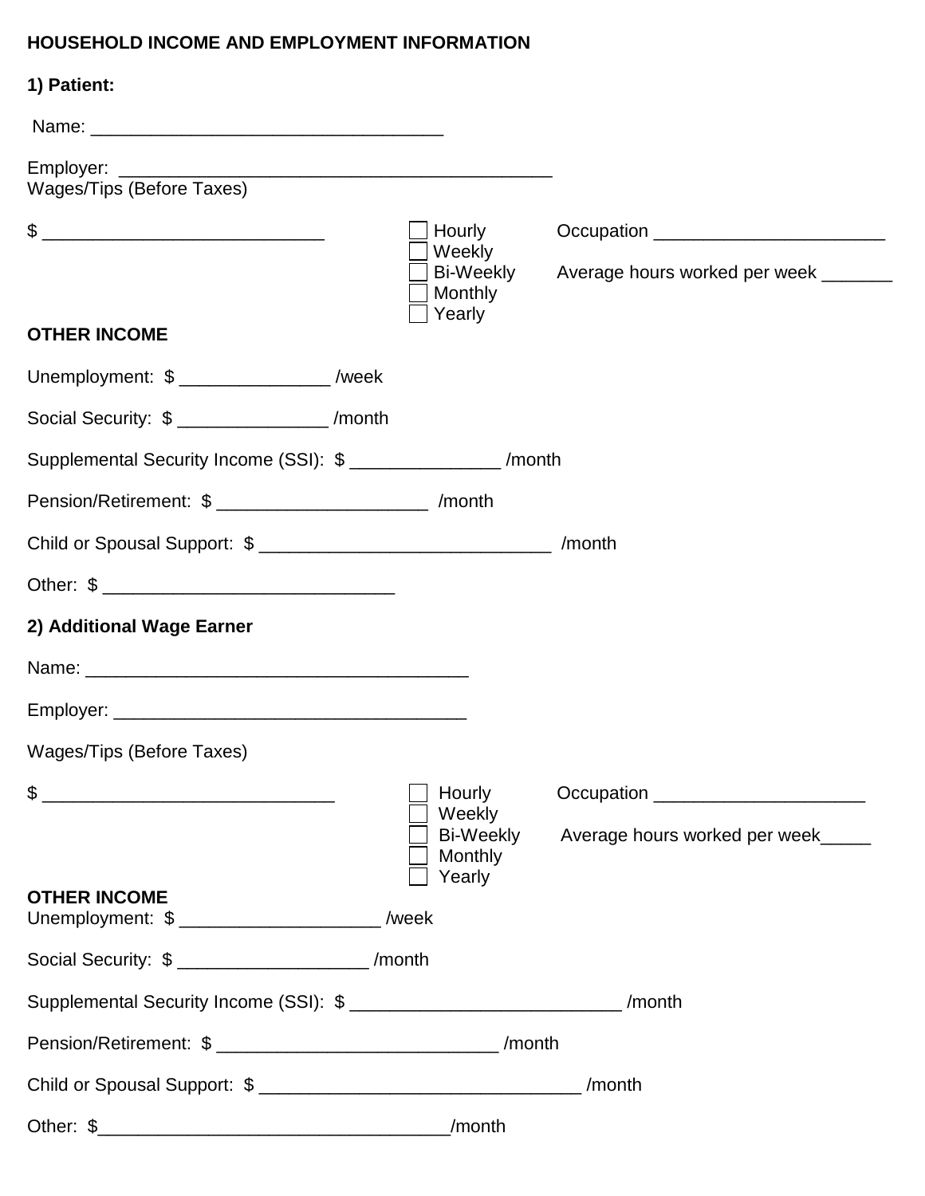**HOUSEHOLD INCOME AND EMPLOYMENT INFORMATION**

**1) Patient:**

Name: ___________________________________

Employer: ___________________________________________

Wages/Tips (Before Taxes)

$ ____________________________

- ☐ Hourly
- ☐ Weekly
- ☐ Bi-Weekly
- ☐ Monthly
- ☐ Yearly

Occupation ______________________

Average hours worked per week _______

**OTHER INCOME**

Unemployment: $ _______________ /week

Social Security: $ _______________ /month

Supplemental Security Income (SSI): $ _______________ /month

Pension/Retirement: $ ____________________ /month

Child or Spousal Support: $ ____________________________ /month

Other: $ ____________________________

**2) Additional Wage Earner**

Name: _____________________________________

Employer: ___________________________________

Wages/Tips (Before Taxes)

$ _____________________________

- ☐ Hourly
- ☐ Weekly
- ☐ Bi-Weekly
- ☐ Monthly
- ☐ Yearly

Occupation _____________________

Average hours worked per week_____

**OTHER INCOME**

Unemployment: $ ___________________ /week

Social Security: $ __________________ /month

Supplemental Security Income (SSI): $ __________________________ /month

Pension/Retirement: $ ___________________________ /month

Child or Spousal Support: $ _______________________________ /month

Other: $__________________________________/month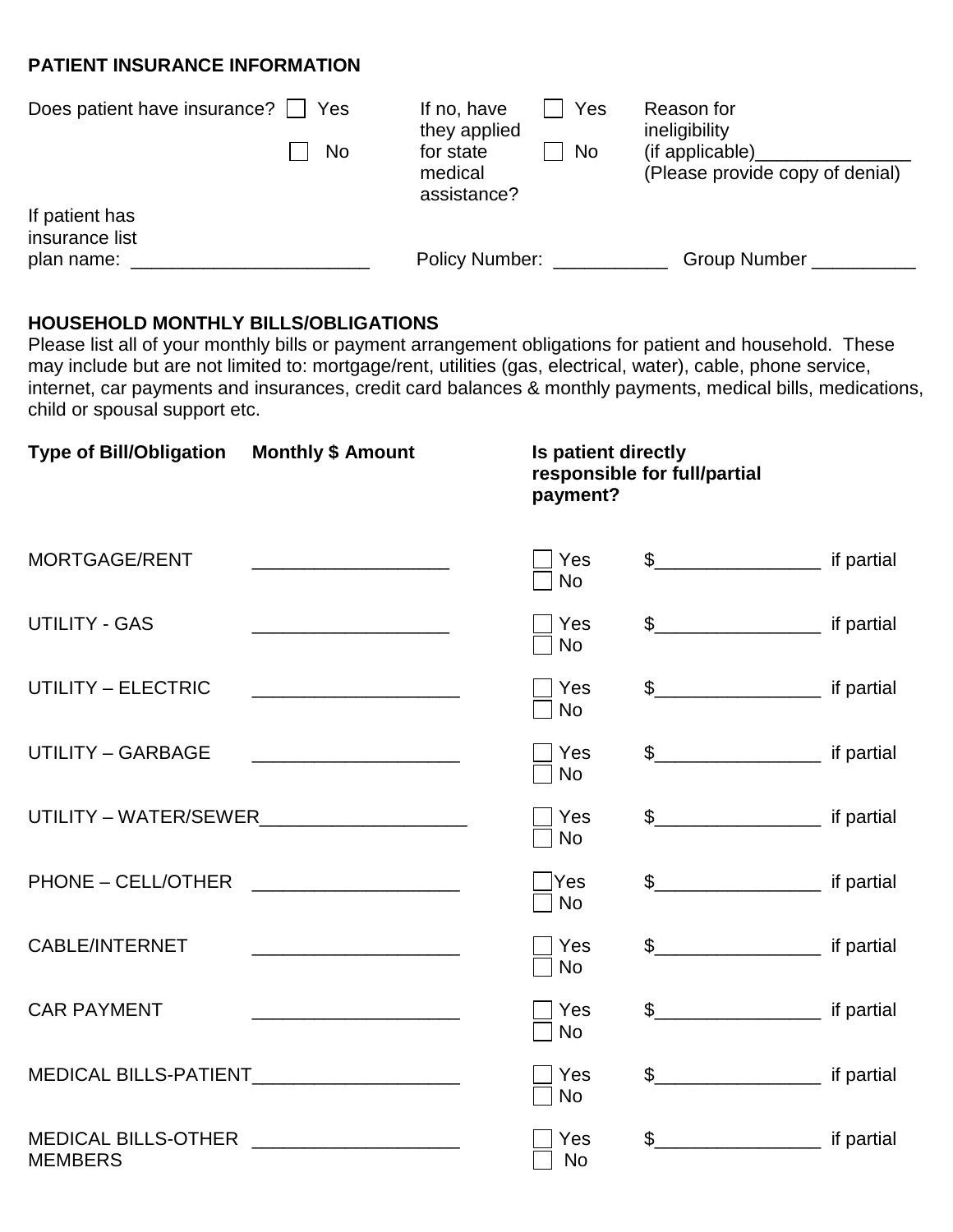**PATIENT INSURANCE INFORMATION**

Does patient have insurance? ☐ Yes ☐ No

If no, have they applied for state medical assistance? ☐ Yes ☐ No

Reason for ineligibility (if applicable)_______________ (Please provide copy of denial)

If patient has insurance list plan name: _______________________ Policy Number: ___________ Group Number __________

**HOUSEHOLD MONTHLY BILLS/OBLIGATIONS**

Please list all of your monthly bills or payment arrangement obligations for patient and household. These may include but are not limited to: mortgage/rent, utilities (gas, electrical, water), cable, phone service, internet, car payments and insurances, credit card balances & monthly payments, medical bills, medications, child or spousal support etc.

| Type of Bill/Obligation | Monthly $ Amount | Is patient directly responsible for full/partial payment? | |
|---|---|---|---|
| MORTGAGE/RENT | ___________________ | ☐ Yes ☐ No | $________________ if partial |
| UTILITY - GAS | ___________________ | ☐ Yes ☐ No | $________________ if partial |
| UTILITY – ELECTRIC | ____________________ | ☐ Yes ☐ No | $________________ if partial |
| UTILITY – GARBAGE | ____________________ | ☐ Yes ☐ No | $________________ if partial |
| UTILITY – WATER/SEWER | ____________________ | ☐ Yes ☐ No | $________________ if partial |
| PHONE – CELL/OTHER | ____________________ | ☐ Yes ☐ No | $________________ if partial |
| CABLE/INTERNET | ____________________ | ☐ Yes ☐ No | $________________ if partial |
| CAR PAYMENT | ____________________ | ☐ Yes ☐ No | $________________ if partial |
| MEDICAL BILLS-PATIENT | ____________________ | ☐ Yes ☐ No | $________________ if partial |
| MEDICAL BILLS-OTHER MEMBERS | ____________________ | ☐ Yes ☐ No | $________________ if partial |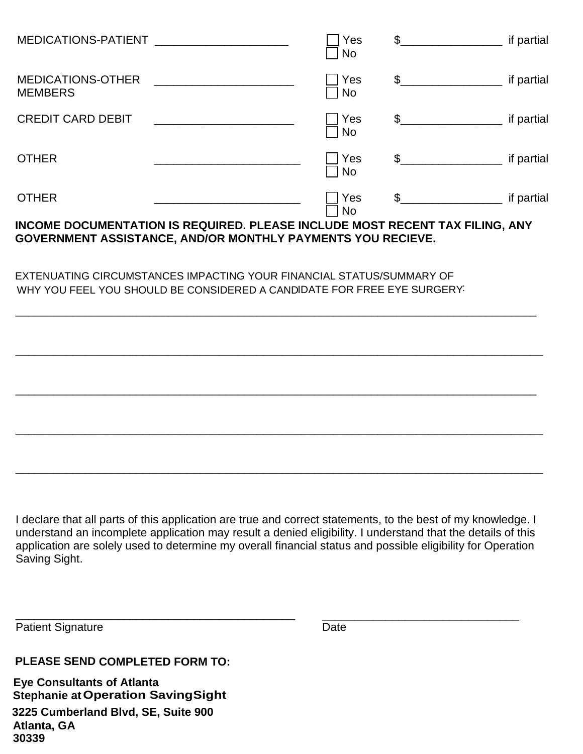| | | | | |
|---|---|---|---|---|
| MEDICATIONS-PATIENT | _____________________ | ☐ Yes ☐ No | $________________ | if partial |
| MEDICATIONS-OTHER MEMBERS | ______________________ | ☐ Yes ☐ No | $________________ | if partial |
| CREDIT CARD DEBIT | ______________________ | ☐ Yes ☐ No | $________________ | if partial |
| OTHER | _______________________ | ☐ Yes ☐ No | $________________ | if partial |
| OTHER | _______________________ | ☐ Yes ☐ No | $________________ | if partial |

**INCOME DOCUMENTATION IS REQUIRED. PLEASE INCLUDE MOST RECENT TAX FILING, ANY GOVERNMENT ASSISTANCE, AND/OR MONTHLY PAYMENTS YOU RECIEVE.**

EXTENUATING CIRCUMSTANCES IMPACTING YOUR FINANCIAL STATUS/SUMMARY OF WHY YOU FEEL YOU SHOULD BE CONSIDERED A CANDIDATE FOR FREE EYE SURGERY:

_____________________________________________________________________________________

_____________________________________________________________________________________

_____________________________________________________________________________________

_____________________________________________________________________________________

_____________________________________________________________________________________

I declare that all parts of this application are true and correct statements, to the best of my knowledge. I understand an incomplete application may result a denied eligibility. I understand that the details of this application are solely used to determine my overall financial status and possible eligibility for Operation Saving Sight.

_____________________________________________ _______________________________

Patient Signature Date

**PLEASE SEND COMPLETED FORM TO:**

**Eye Consultants of Atlanta**
**Stephanie at Operation SavingSight**
**3225 Cumberland Blvd, SE, Suite 900**
**Atlanta, GA**
**30339**